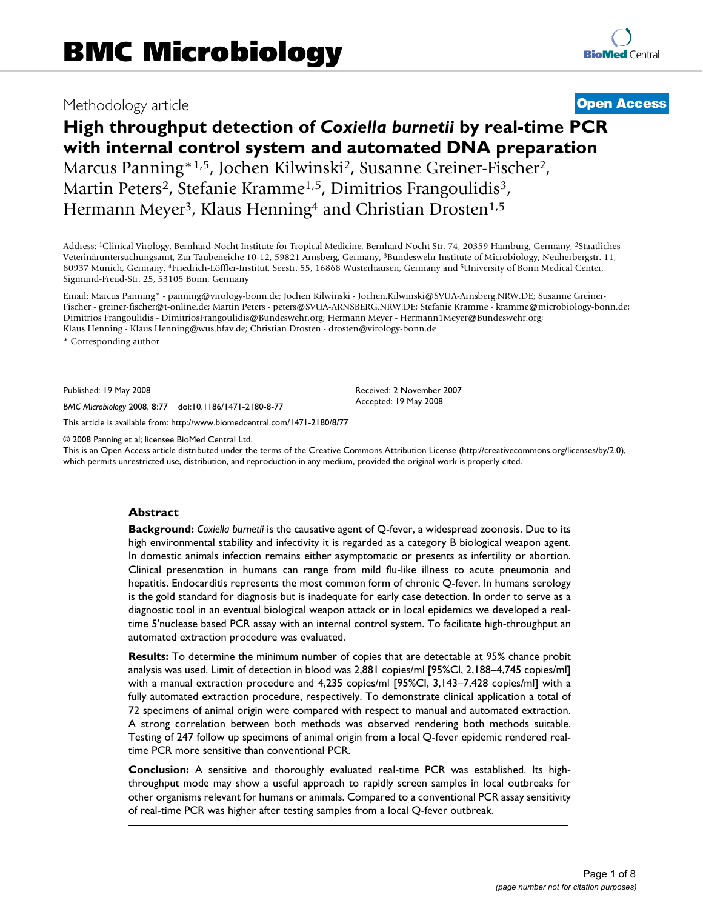Methodology article

**Open Access**

# High throughput detection of *Coxiella burnetii* by real-time PCR with internal control system and automated DNA preparation

Marcus Panning*[1,5], Jochen Kilwinski[2], Susanne Greiner-Fischer[2], Martin Peters[2], Stefanie Kramme[1,5], Dimitrios Frangoulidis[3], Hermann Meyer[3], Klaus Henning[4] and Christian Drosten[1,5]

Address: [1]Clinical Virology, Bernhard-Nocht Institute for Tropical Medicine, Bernhard Nocht Str. 74, 20359 Hamburg, Germany, [2]Staatliches Veterinäruntersuchungsamt, Zur Taubeneiche 10-12, 59821 Arnsberg, Germany, [3]Bundeswehr Institute of Microbiology, Neuherbergstr. 11, 80937 Munich, Germany, [4]Friedrich-Löffler-Institut, Seestr. 55, 16868 Wusterhausen, Germany and [5]University of Bonn Medical Center, Sigmund-Freud-Str. 25, 53105 Bonn, Germany

Email: Marcus Panning* - panning@virology-bonn.de; Jochen Kilwinski - Jochen.Kilwinski@SVUA-Arnsberg.NRW.DE; Susanne Greiner-Fischer - greiner-fischer@t-online.de; Martin Peters - peters@SVUA-ARNSBERG.NRW.DE; Stefanie Kramme - kramme@microbiology-bonn.de; Dimitrios Frangoulidis - DimitriosFrangoulidis@Bundeswehr.org; Hermann Meyer - Hermann1Meyer@Bundeswehr.org; Klaus Henning - Klaus.Henning@wus.bfav.de; Christian Drosten - drosten@virology-bonn.de

* Corresponding author

Published: 19 May 2008

*BMC Microbiology* 2008, **8**:77 doi:10.1186/1471-2180-8-77

Received: 2 November 2007

Accepted: 19 May 2008

This article is available from: http://www.biomedcentral.com/1471-2180/8/77

© 2008 Panning et al; licensee BioMed Central Ltd.

This is an Open Access article distributed under the terms of the Creative Commons Attribution License (http://creativecommons.org/licenses/by/2.0), which permits unrestricted use, distribution, and reproduction in any medium, provided the original work is properly cited.

## Abstract

**Background:** *Coxiella burnetii* is the causative agent of Q-fever, a widespread zoonosis. Due to its high environmental stability and infectivity it is regarded as a category B biological weapon agent. In domestic animals infection remains either asymptomatic or presents as infertility or abortion. Clinical presentation in humans can range from mild flu-like illness to acute pneumonia and hepatitis. Endocarditis represents the most common form of chronic Q-fever. In humans serology is the gold standard for diagnosis but is inadequate for early case detection. In order to serve as a diagnostic tool in an eventual biological weapon attack or in local epidemics we developed a real-time 5'nuclease based PCR assay with an internal control system. To facilitate high-throughput an automated extraction procedure was evaluated.

**Results:** To determine the minimum number of copies that are detectable at 95% chance probit analysis was used. Limit of detection in blood was 2,881 copies/ml [95%CI, 2,188–4,745 copies/ml] with a manual extraction procedure and 4,235 copies/ml [95%CI, 3,143–7,428 copies/ml] with a fully automated extraction procedure, respectively. To demonstrate clinical application a total of 72 specimens of animal origin were compared with respect to manual and automated extraction. A strong correlation between both methods was observed rendering both methods suitable. Testing of 247 follow up specimens of animal origin from a local Q-fever epidemic rendered real-time PCR more sensitive than conventional PCR.

**Conclusion:** A sensitive and thoroughly evaluated real-time PCR was established. Its high-throughput mode may show a useful approach to rapidly screen samples in local outbreaks for other organisms relevant for humans or animals. Compared to a conventional PCR assay sensitivity of real-time PCR was higher after testing samples from a local Q-fever outbreak.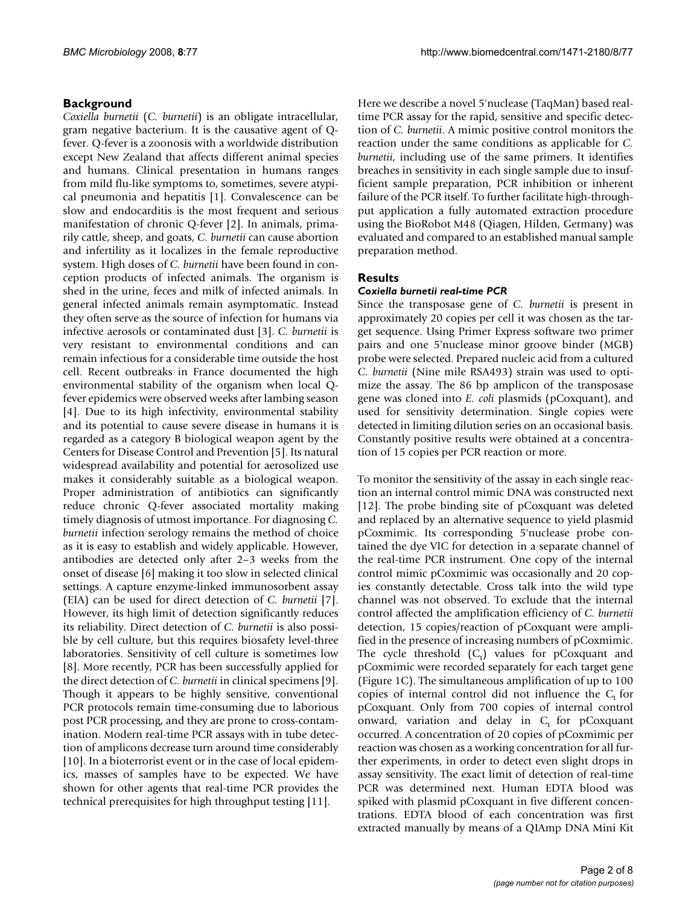## Background

*Coxiella burnetii* (*C. burnetii*) is an obligate intracellular, gram negative bacterium. It is the causative agent of Q-fever. Q-fever is a zoonosis with a worldwide distribution except New Zealand that affects different animal species and humans. Clinical presentation in humans ranges from mild flu-like symptoms to, sometimes, severe atypical pneumonia and hepatitis [1]. Convalescence can be slow and endocarditis is the most frequent and serious manifestation of chronic Q-fever [2]. In animals, primarily cattle, sheep, and goats, *C. burnetii* can cause abortion and infertility as it localizes in the female reproductive system. High doses of *C. burnetii* have been found in conception products of infected animals. The organism is shed in the urine, feces and milk of infected animals. In general infected animals remain asymptomatic. Instead they often serve as the source of infection for humans via infective aerosols or contaminated dust [3]. *C. burnetii* is very resistant to environmental conditions and can remain infectious for a considerable time outside the host cell. Recent outbreaks in France documented the high environmental stability of the organism when local Q-fever epidemics were observed weeks after lambing season [4]. Due to its high infectivity, environmental stability and its potential to cause severe disease in humans it is regarded as a category B biological weapon agent by the Centers for Disease Control and Prevention [5]. Its natural widespread availability and potential for aerosolized use makes it considerably suitable as a biological weapon. Proper administration of antibiotics can significantly reduce chronic Q-fever associated mortality making timely diagnosis of utmost importance. For diagnosing *C. burnetii* infection serology remains the method of choice as it is easy to establish and widely applicable. However, antibodies are detected only after 2–3 weeks from the onset of disease [6] making it too slow in selected clinical settings. A capture enzyme-linked immunosorbent assay (EIA) can be used for direct detection of *C. burnetii* [7]. However, its high limit of detection significantly reduces its reliability. Direct detection of *C. burnetii* is also possible by cell culture, but this requires biosafety level-three laboratories. Sensitivity of cell culture is sometimes low [8]. More recently, PCR has been successfully applied for the direct detection of *C. burnetii* in clinical specimens [9]. Though it appears to be highly sensitive, conventional PCR protocols remain time-consuming due to laborious post PCR processing, and they are prone to cross-contamination. Modern real-time PCR assays with in tube detection of amplicons decrease turn around time considerably [10]. In a bioterrorist event or in the case of local epidemics, masses of samples have to be expected. We have shown for other agents that real-time PCR provides the technical prerequisites for high throughput testing [11].

Here we describe a novel 5'nuclease (TaqMan) based real-time PCR assay for the rapid, sensitive and specific detection of *C. burnetii*. A mimic positive control monitors the reaction under the same conditions as applicable for *C. burnetii*, including use of the same primers. It identifies breaches in sensitivity in each single sample due to insufficient sample preparation, PCR inhibition or inherent failure of the PCR itself. To further facilitate high-throughput application a fully automated extraction procedure using the BioRobot M48 (Qiagen, Hilden, Germany) was evaluated and compared to an established manual sample preparation method.

## Results

### *Coxiella burnetii real-time PCR*

Since the transposase gene of *C. burnetii* is present in approximately 20 copies per cell it was chosen as the target sequence. Using Primer Express software two primer pairs and one 5'nuclease minor groove binder (MGB) probe were selected. Prepared nucleic acid from a cultured *C. burnetii* (Nine mile RSA493) strain was used to optimize the assay. The 86 bp amplicon of the transposase gene was cloned into *E. coli* plasmids (pCoxquant), and used for sensitivity determination. Single copies were detected in limiting dilution series on an occasional basis. Constantly positive results were obtained at a concentration of 15 copies per PCR reaction or more.

To monitor the sensitivity of the assay in each single reaction an internal control mimic DNA was constructed next [12]. The probe binding site of pCoxquant was deleted and replaced by an alternative sequence to yield plasmid pCoxmimic. Its corresponding 5'nuclease probe contained the dye VIC for detection in a separate channel of the real-time PCR instrument. One copy of the internal control mimic pCoxmimic was occasionally and 20 copies constantly detectable. Cross talk into the wild type channel was not observed. To exclude that the internal control affected the amplification efficiency of *C. burnetii* detection, 15 copies/reaction of pCoxquant were amplified in the presence of increasing numbers of pCoxmimic. The cycle threshold ($C_t$) values for pCoxquant and pCoxmimic were recorded separately for each target gene (Figure 1C). The simultaneous amplification of up to 100 copies of internal control did not influence the $C_t$ for pCoxquant. Only from 700 copies of internal control onward, variation and delay in $C_t$ for pCoxquant occurred. A concentration of 20 copies of pCoxmimic per reaction was chosen as a working concentration for all further experiments, in order to detect even slight drops in assay sensitivity. The exact limit of detection of real-time PCR was determined next. Human EDTA blood was spiked with plasmid pCoxquant in five different concentrations. EDTA blood of each concentration was first extracted manually by means of a QIAmp DNA Mini Kit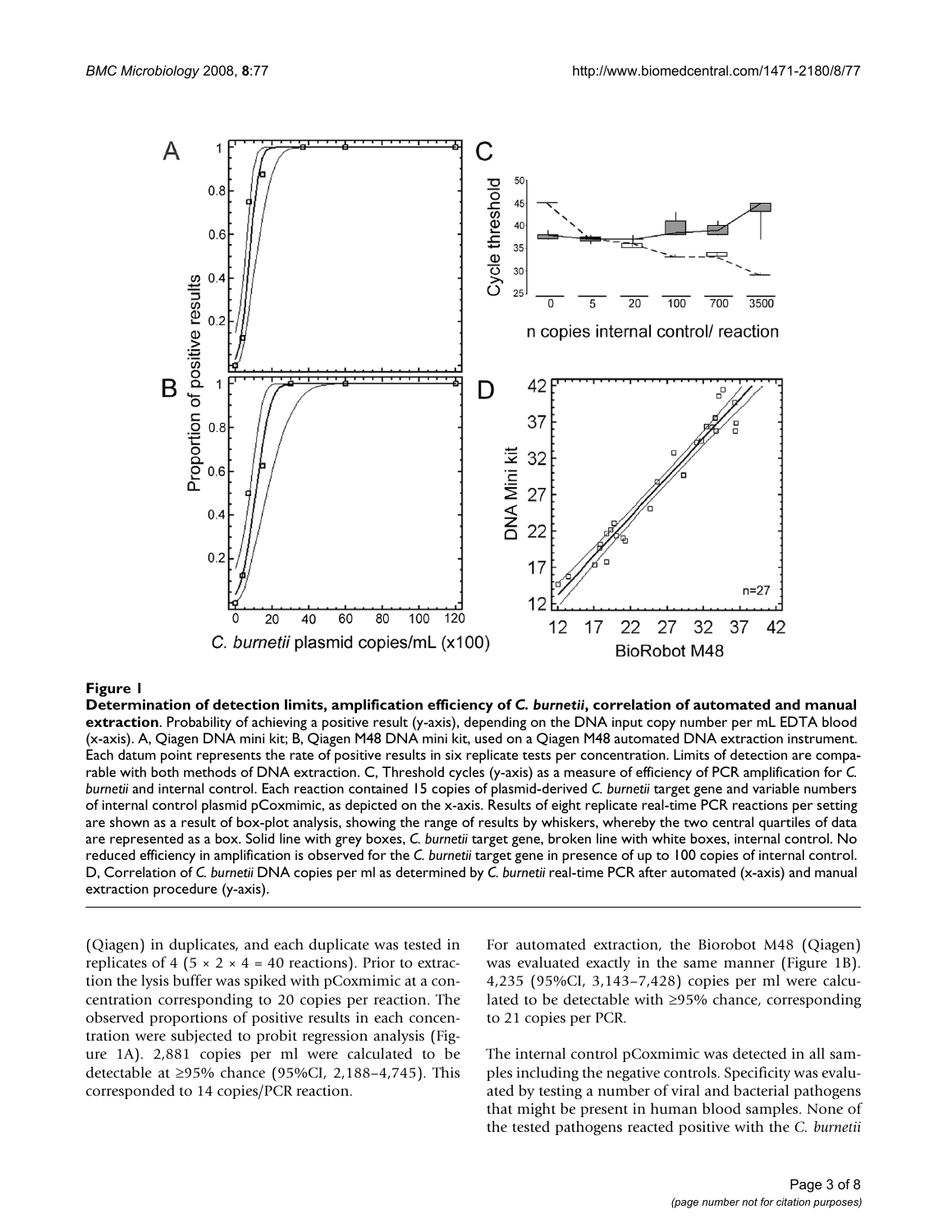**Figure 1**

**Determination of detection limits, amplification efficiency of *C. burnetii*, correlation of automated and manual extraction**. Probability of achieving a positive result (y-axis), depending on the DNA input copy number per mL EDTA blood (x-axis). A, Qiagen DNA mini kit; B, Qiagen M48 DNA mini kit, used on a Qiagen M48 automated DNA extraction instrument. Each datum point represents the rate of positive results in six replicate tests per concentration. Limits of detection are comparable with both methods of DNA extraction. C, Threshold cycles (y-axis) as a measure of efficiency of PCR amplification for *C. burnetii* and internal control. Each reaction contained 15 copies of plasmid-derived *C. burnetii* target gene and variable numbers of internal control plasmid pCoxmimic, as depicted on the x-axis. Results of eight replicate real-time PCR reactions per setting are shown as a result of box-plot analysis, showing the range of results by whiskers, whereby the two central quartiles of data are represented as a box. Solid line with grey boxes, *C. burnetii* target gene, broken line with white boxes, internal control. No reduced efficiency in amplification is observed for the *C. burnetii* target gene in presence of up to 100 copies of internal control. D, Correlation of *C. burnetii* DNA copies per ml as determined by *C. burnetii* real-time PCR after automated (x-axis) and manual extraction procedure (y-axis).

(Qiagen) in duplicates, and each duplicate was tested in replicates of 4 ($5 \times 2 \times 4 = 40$ reactions). Prior to extraction the lysis buffer was spiked with pCoxmimic at a concentration corresponding to 20 copies per reaction. The observed proportions of positive results in each concentration were subjected to probit regression analysis (Figure 1A). 2,881 copies per ml were calculated to be detectable at ≥95% chance (95%CI, 2,188–4,745). This corresponded to 14 copies/PCR reaction.

For automated extraction, the Biorobot M48 (Qiagen) was evaluated exactly in the same manner (Figure 1B). 4,235 (95%CI, 3,143–7,428) copies per ml were calculated to be detectable with ≥95% chance, corresponding to 21 copies per PCR.

The internal control pCoxmimic was detected in all samples including the negative controls. Specificity was evaluated by testing a number of viral and bacterial pathogens that might be present in human blood samples. None of the tested pathogens reacted positive with the *C. burnetii*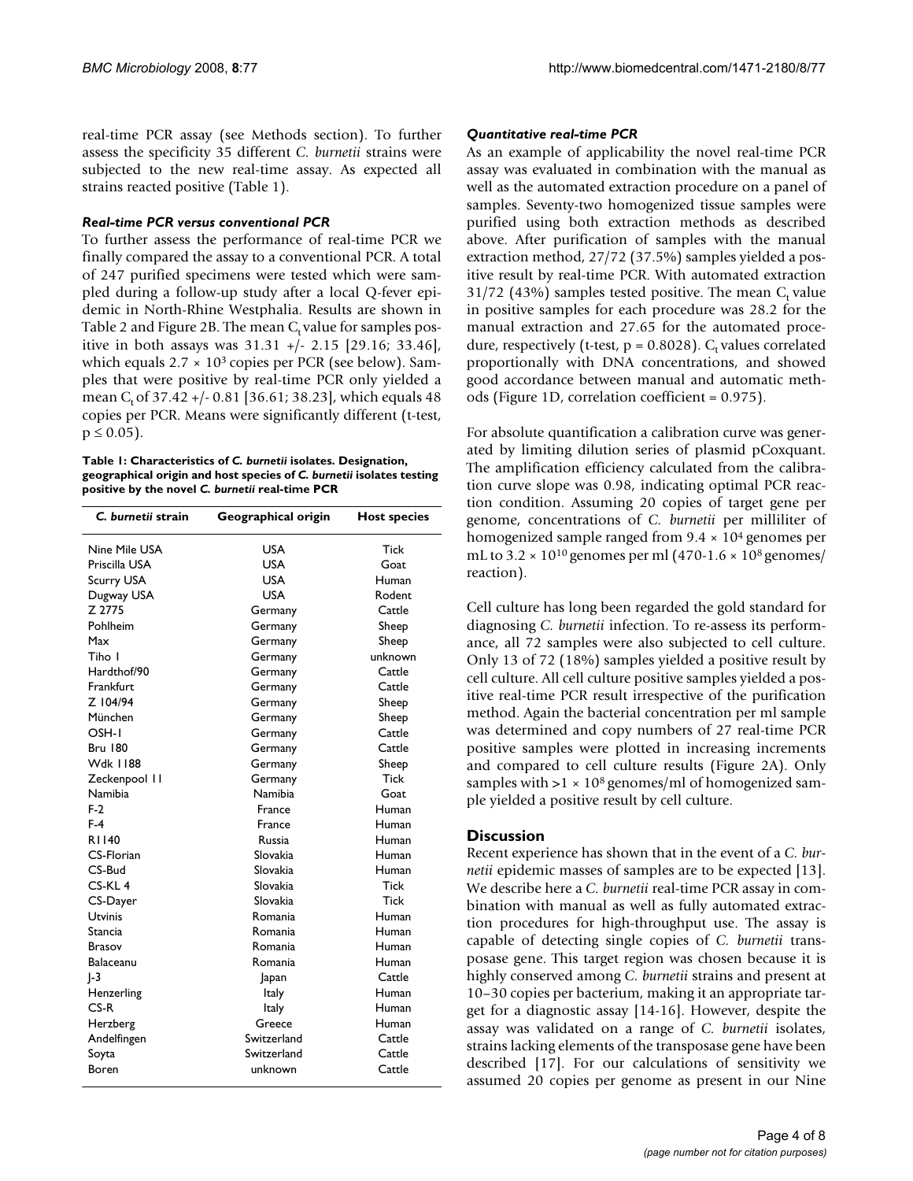real-time PCR assay (see Methods section). To further assess the specificity 35 different *C. burnetii* strains were subjected to the new real-time assay. As expected all strains reacted positive (Table 1).

### *Real-time PCR versus conventional PCR*

To further assess the performance of real-time PCR we finally compared the assay to a conventional PCR. A total of 247 purified specimens were tested which were sampled during a follow-up study after a local Q-fever epidemic in North-Rhine Westphalia. Results are shown in Table 2 and Figure 2B. The mean $C_t$ value for samples positive in both assays was 31.31 +/- 2.15 [29.16; 33.46], which equals $2.7 \times 10^3$ copies per PCR (see below). Samples that were positive by real-time PCR only yielded a mean $C_t$ of 37.42 +/- 0.81 [36.61; 38.23], which equals 48 copies per PCR. Means were significantly different (t-test, $p \leq 0.05$).

**Table 1: Characteristics of *C. burnetii* isolates. Designation, geographical origin and host species of *C. burnetii* isolates testing positive by the novel *C. burnetii* real-time PCR**

| *C. burnetii* strain | Geographical origin | Host species |
|---|---|---|
| Nine Mile USA | USA | Tick |
| Priscilla USA | USA | Goat |
| Scurry USA | USA | Human |
| Dugway USA | USA | Rodent |
| Z 2775 | Germany | Cattle |
| Pohlheim | Germany | Sheep |
| Max | Germany | Sheep |
| Tiho I | Germany | unknown |
| Hardthof/90 | Germany | Cattle |
| Frankfurt | Germany | Cattle |
| Z 104/94 | Germany | Sheep |
| München | Germany | Sheep |
| OSH-1 | Germany | Cattle |
| Bru 180 | Germany | Cattle |
| Wdk 1188 | Germany | Sheep |
| Zeckenpool 11 | Germany | Tick |
| Namibia | Namibia | Goat |
| F-2 | France | Human |
| F-4 | France | Human |
| R1140 | Russia | Human |
| CS-Florian | Slovakia | Human |
| CS-Bud | Slovakia | Human |
| CS-KL 4 | Slovakia | Tick |
| CS-Dayer | Slovakia | Tick |
| Utvinis | Romania | Human |
| Stancia | Romania | Human |
| Brasov | Romania | Human |
| Balaceanu | Romania | Human |
| J-3 | Japan | Cattle |
| Henzerling | Italy | Human |
| CS-R | Italy | Human |
| Herzberg | Greece | Human |
| Andelfingen | Switzerland | Cattle |
| Soyta | Switzerland | Cattle |
| Boren | unknown | Cattle |

### *Quantitative real-time PCR*

As an example of applicability the novel real-time PCR assay was evaluated in combination with the manual as well as the automated extraction procedure on a panel of samples. Seventy-two homogenized tissue samples were purified using both extraction methods as described above. After purification of samples with the manual extraction method, 27/72 (37.5%) samples yielded a positive result by real-time PCR. With automated extraction 31/72 (43%) samples tested positive. The mean $C_t$ value in positive samples for each procedure was 28.2 for the manual extraction and 27.65 for the automated procedure, respectively (t-test, p = 0.8028). $C_t$ values correlated proportionally with DNA concentrations, and showed good accordance between manual and automatic methods (Figure 1D, correlation coefficient = 0.975).

For absolute quantification a calibration curve was generated by limiting dilution series of plasmid pCoxquant. The amplification efficiency calculated from the calibration curve slope was 0.98, indicating optimal PCR reaction condition. Assuming 20 copies of target gene per genome, concentrations of *C. burnetii* per milliliter of homogenized sample ranged from $9.4 \times 10^4$ genomes per mL to $3.2 \times 10^{10}$ genomes per ml (470-$1.6 \times 10^8$ genomes/reaction).

Cell culture has long been regarded the gold standard for diagnosing *C. burnetii* infection. To re-assess its performance, all 72 samples were also subjected to cell culture. Only 13 of 72 (18%) samples yielded a positive result by cell culture. All cell culture positive samples yielded a positive real-time PCR result irrespective of the purification method. Again the bacterial concentration per ml sample was determined and copy numbers of 27 real-time PCR positive samples were plotted in increasing increments and compared to cell culture results (Figure 2A). Only samples with $>1 \times 10^8$ genomes/ml of homogenized sample yielded a positive result by cell culture.

## Discussion

Recent experience has shown that in the event of a *C. burnetii* epidemic masses of samples are to be expected [13]. We describe here a *C. burnetii* real-time PCR assay in combination with manual as well as fully automated extraction procedures for high-throughput use. The assay is capable of detecting single copies of *C. burnetii* transposase gene. This target region was chosen because it is highly conserved among *C. burnetii* strains and present at 10–30 copies per bacterium, making it an appropriate target for a diagnostic assay [14-16]. However, despite the assay was validated on a range of *C. burnetii* isolates, strains lacking elements of the transposase gene have been described [17]. For our calculations of sensitivity we assumed 20 copies per genome as present in our Nine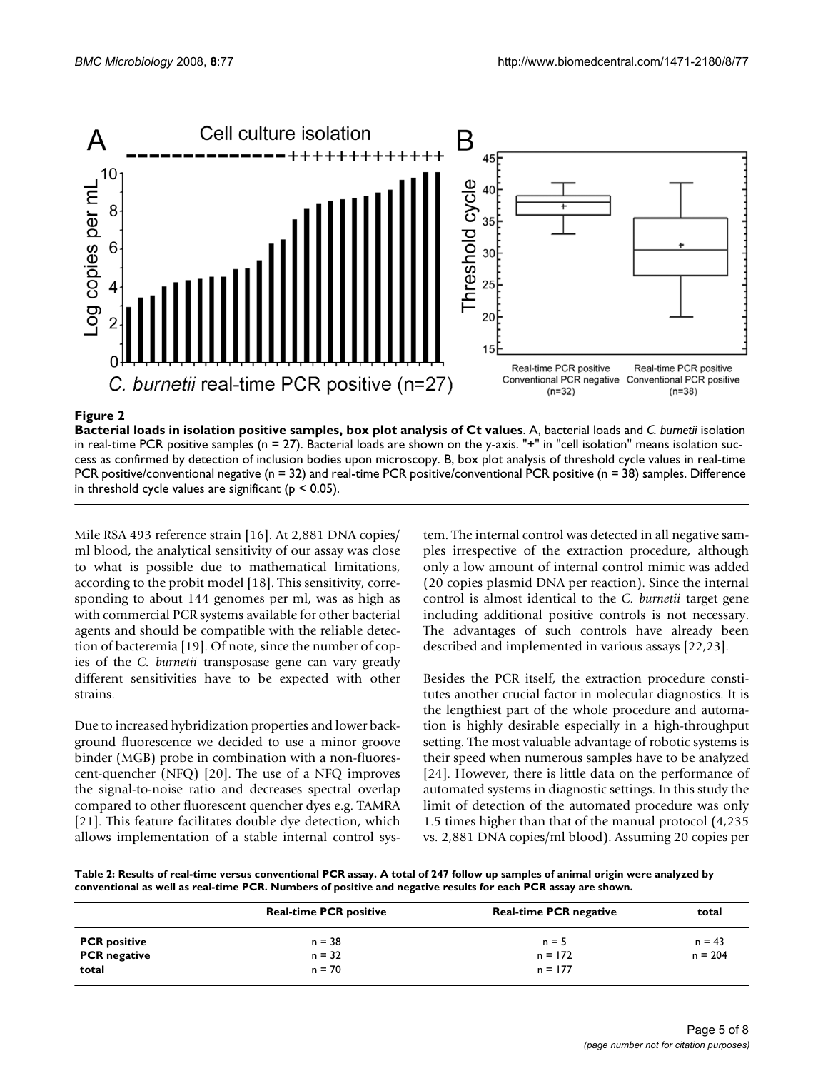**Figure 2**

**Bacterial loads in isolation positive samples, box plot analysis of Ct values**. A, bacterial loads and *C. burnetii* isolation in real-time PCR positive samples (n = 27). Bacterial loads are shown on the y-axis. "+" in "cell isolation" means isolation success as confirmed by detection of inclusion bodies upon microscopy. B, box plot analysis of threshold cycle values in real-time PCR positive/conventional negative (n = 32) and real-time PCR positive/conventional PCR positive (n = 38) samples. Difference in threshold cycle values are significant ($p < 0.05$).

Mile RSA 493 reference strain [16]. At 2,881 DNA copies/ml blood, the analytical sensitivity of our assay was close to what is possible due to mathematical limitations, according to the probit model [18]. This sensitivity, corresponding to about 144 genomes per ml, was as high as with commercial PCR systems available for other bacterial agents and should be compatible with the reliable detection of bacteremia [19]. Of note, since the number of copies of the *C. burnetii* transposase gene can vary greatly different sensitivities have to be expected with other strains.

Due to increased hybridization properties and lower background fluorescence we decided to use a minor groove binder (MGB) probe in combination with a non-fluorescent-quencher (NFQ) [20]. The use of a NFQ improves the signal-to-noise ratio and decreases spectral overlap compared to other fluorescent quencher dyes e.g. TAMRA [21]. This feature facilitates double dye detection, which allows implementation of a stable internal control system. The internal control was detected in all negative samples irrespective of the extraction procedure, although only a low amount of internal control mimic was added (20 copies plasmid DNA per reaction). Since the internal control is almost identical to the *C. burnetii* target gene including additional positive controls is not necessary. The advantages of such controls have already been described and implemented in various assays [22,23].

Besides the PCR itself, the extraction procedure constitutes another crucial factor in molecular diagnostics. It is the lengthiest part of the whole procedure and automation is highly desirable especially in a high-throughput setting. The most valuable advantage of robotic systems is their speed when numerous samples have to be analyzed [24]. However, there is little data on the performance of automated systems in diagnostic settings. In this study the limit of detection of the automated procedure was only 1.5 times higher than that of the manual protocol (4,235 vs. 2,881 DNA copies/ml blood). Assuming 20 copies per

**Table 2: Results of real-time versus conventional PCR assay. A total of 247 follow up samples of animal origin were analyzed by conventional as well as real-time PCR. Numbers of positive and negative results for each PCR assay are shown.**

| | Real-time PCR positive | Real-time PCR negative | total |
|---|---|---|---|
| **PCR positive** | n = 38 | n = 5 | n = 43 |
| **PCR negative** | n = 32 | n = 172 | n = 204 |
| **total** | n = 70 | n = 177 | |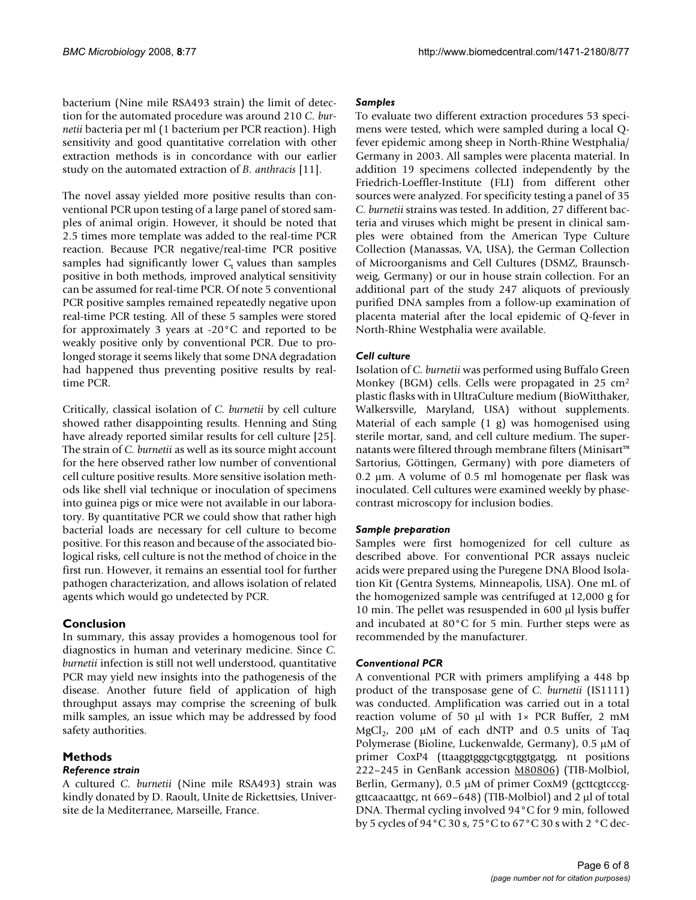bacterium (Nine mile RSA493 strain) the limit of detection for the automated procedure was around 210 *C. burnetii* bacteria per ml (1 bacterium per PCR reaction). High sensitivity and good quantitative correlation with other extraction methods is in concordance with our earlier study on the automated extraction of *B. anthracis* [11].

The novel assay yielded more positive results than conventional PCR upon testing of a large panel of stored samples of animal origin. However, it should be noted that 2.5 times more template was added to the real-time PCR reaction. Because PCR negative/real-time PCR positive samples had significantly lower $C_t$ values than samples positive in both methods, improved analytical sensitivity can be assumed for real-time PCR. Of note 5 conventional PCR positive samples remained repeatedly negative upon real-time PCR testing. All of these 5 samples were stored for approximately 3 years at -20°C and reported to be weakly positive only by conventional PCR. Due to prolonged storage it seems likely that some DNA degradation had happened thus preventing positive results by real-time PCR.

Critically, classical isolation of *C. burnetii* by cell culture showed rather disappointing results. Henning and Sting have already reported similar results for cell culture [25]. The strain of *C. burnetii* as well as its source might account for the here observed rather low number of conventional cell culture positive results. More sensitive isolation methods like shell vial technique or inoculation of specimens into guinea pigs or mice were not available in our laboratory. By quantitative PCR we could show that rather high bacterial loads are necessary for cell culture to become positive. For this reason and because of the associated biological risks, cell culture is not the method of choice in the first run. However, it remains an essential tool for further pathogen characterization, and allows isolation of related agents which would go undetected by PCR.

## Conclusion

In summary, this assay provides a homogenous tool for diagnostics in human and veterinary medicine. Since *C. burnetii* infection is still not well understood, quantitative PCR may yield new insights into the pathogenesis of the disease. Another future field of application of high throughput assays may comprise the screening of bulk milk samples, an issue which may be addressed by food safety authorities.

## Methods

### Reference strain

A cultured *C. burnetii* (Nine mile RSA493) strain was kindly donated by D. Raoult, Unite de Rickettsies, Universite de la Mediterranee, Marseille, France.

### Samples

To evaluate two different extraction procedures 53 specimens were tested, which were sampled during a local Q-fever epidemic among sheep in North-Rhine Westphalia/ Germany in 2003. All samples were placenta material. In addition 19 specimens collected independently by the Friedrich-Loeffler-Institute (FLI) from different other sources were analyzed. For specificity testing a panel of 35 *C. burnetii* strains was tested. In addition, 27 different bacteria and viruses which might be present in clinical samples were obtained from the American Type Culture Collection (Manassas, VA, USA), the German Collection of Microorganisms and Cell Cultures (DSMZ, Braunschweig, Germany) or our in house strain collection. For an additional part of the study 247 aliquots of previously purified DNA samples from a follow-up examination of placenta material after the local epidemic of Q-fever in North-Rhine Westphalia were available.

### Cell culture

Isolation of *C. burnetii* was performed using Buffalo Green Monkey (BGM) cells. Cells were propagated in 25 cm² plastic flasks with in UltraCulture medium (BioWitthaker, Walkersville, Maryland, USA) without supplements. Material of each sample (1 g) was homogenised using sterile mortar, sand, and cell culture medium. The supernatants were filtered through membrane filters (Minisart™ Sartorius, Göttingen, Germany) with pore diameters of 0.2 μm. A volume of 0.5 ml homogenate per flask was inoculated. Cell cultures were examined weekly by phase-contrast microscopy for inclusion bodies.

### Sample preparation

Samples were first homogenized for cell culture as described above. For conventional PCR assays nucleic acids were prepared using the Puregene DNA Blood Isolation Kit (Gentra Systems, Minneapolis, USA). One mL of the homogenized sample was centrifuged at 12,000 g for 10 min. The pellet was resuspended in 600 μl lysis buffer and incubated at 80°C for 5 min. Further steps were as recommended by the manufacturer.

### Conventional PCR

A conventional PCR with primers amplifying a 448 bp product of the transposase gene of *C. burnetii* (IS1111) was conducted. Amplification was carried out in a total reaction volume of 50 μl with 1× PCR Buffer, 2 mM $MgCl_2$, 200 μM of each dNTP and 0.5 units of Taq Polymerase (Bioline, Luckenwalde, Germany), 0.5 μM of primer CoxP4 (ttaaggtgggctgcgtggtgatgg, nt positions 222–245 in GenBank accession M80806) (TIB-Molbiol, Berlin, Germany), 0.5 μM of primer CoxM9 (gcttcgtcccggttcaacaattgc, nt 669–648) (TIB-Molbiol) and 2 μl of total DNA. Thermal cycling involved 94°C for 9 min, followed by 5 cycles of 94°C 30 s, 75°C to 67°C 30 s with 2 °C dec-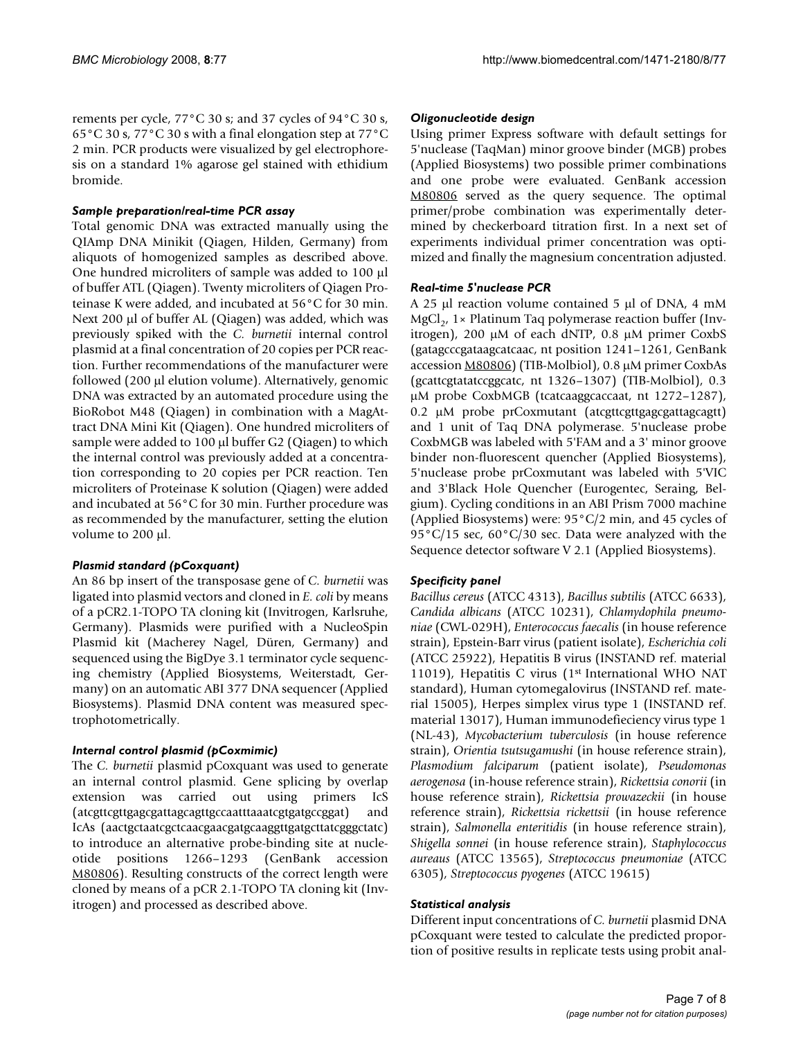rements per cycle, 77°C 30 s; and 37 cycles of 94°C 30 s, 65°C 30 s, 77°C 30 s with a final elongation step at 77°C 2 min. PCR products were visualized by gel electrophoresis on a standard 1% agarose gel stained with ethidium bromide.

### *Sample preparation/real-time PCR assay*

Total genomic DNA was extracted manually using the QIAmp DNA Minikit (Qiagen, Hilden, Germany) from aliquots of homogenized samples as described above. One hundred microliters of sample was added to 100 μl of buffer ATL (Qiagen). Twenty microliters of Qiagen Proteinase K were added, and incubated at 56°C for 30 min. Next 200 μl of buffer AL (Qiagen) was added, which was previously spiked with the *C. burnetii* internal control plasmid at a final concentration of 20 copies per PCR reaction. Further recommendations of the manufacturer were followed (200 μl elution volume). Alternatively, genomic DNA was extracted by an automated procedure using the BioRobot M48 (Qiagen) in combination with a MagAttract DNA Mini Kit (Qiagen). One hundred microliters of sample were added to 100 μl buffer G2 (Qiagen) to which the internal control was previously added at a concentration corresponding to 20 copies per PCR reaction. Ten microliters of Proteinase K solution (Qiagen) were added and incubated at 56°C for 30 min. Further procedure was as recommended by the manufacturer, setting the elution volume to 200 μl.

### *Plasmid standard (pCoxquant)*

An 86 bp insert of the transposase gene of *C. burnetii* was ligated into plasmid vectors and cloned in *E. coli* by means of a pCR2.1-TOPO TA cloning kit (Invitrogen, Karlsruhe, Germany). Plasmids were purified with a NucleoSpin Plasmid kit (Macherey Nagel, Düren, Germany) and sequenced using the BigDye 3.1 terminator cycle sequencing chemistry (Applied Biosystems, Weiterstadt, Germany) on an automatic ABI 377 DNA sequencer (Applied Biosystems). Plasmid DNA content was measured spectrophotometrically.

### *Internal control plasmid (pCoxmimic)*

The *C. burnetii* plasmid pCoxquant was used to generate an internal control plasmid. Gene splicing by overlap extension was carried out using primers IcS (atcgttcgttgagcgattagcagttgccaatttaaatcgtgatgccggat) and IcAs (aactgctaatcgctcaacgaacgatgcaaggttgatgcttatcgggctatc) to introduce an alternative probe-binding site at nucleotide positions 1266–1293 (GenBank accession M80806). Resulting constructs of the correct length were cloned by means of a pCR 2.1-TOPO TA cloning kit (Invitrogen) and processed as described above.

### *Oligonucleotide design*

Using primer Express software with default settings for 5'nuclease (TaqMan) minor groove binder (MGB) probes (Applied Biosystems) two possible primer combinations and one probe were evaluated. GenBank accession M80806 served as the query sequence. The optimal primer/probe combination was experimentally determined by checkerboard titration first. In a next set of experiments individual primer concentration was optimized and finally the magnesium concentration adjusted.

### *Real-time 5'nuclease PCR*

A 25 μl reaction volume contained 5 μl of DNA, 4 mM $MgCl_2$, 1× Platinum Taq polymerase reaction buffer (Invitrogen), 200 μM of each dNTP, 0.8 μM primer CoxbS (gatagcccgataagcatcaac, nt position 1241–1261, GenBank accession M80806) (TIB-Molbiol), 0.8 μM primer CoxbAs (gcattcgtatatccggcatc, nt 1326–1307) (TIB-Molbiol), 0.3 μM probe CoxbMGB (tcatcaaggcaccaat, nt 1272–1287), 0.2 μM probe prCoxmutant (atcgttcgttgagcgattagcagtt) and 1 unit of Taq DNA polymerase. 5'nuclease probe CoxbMGB was labeled with 5'FAM and a 3' minor groove binder non-fluorescent quencher (Applied Biosystems), 5'nuclease probe prCoxmutant was labeled with 5'VIC and 3'Black Hole Quencher (Eurogentec, Seraing, Belgium). Cycling conditions in an ABI Prism 7000 machine (Applied Biosystems) were: 95°C/2 min, and 45 cycles of 95°C/15 sec, 60°C/30 sec. Data were analyzed with the Sequence detector software V 2.1 (Applied Biosystems).

### *Specificity panel*

*Bacillus cereus* (ATCC 4313), *Bacillus subtilis* (ATCC 6633), *Candida albicans* (ATCC 10231), *Chlamydophila pneumoniae* (CWL-029H), *Enterococcus faecalis* (in house reference strain), Epstein-Barr virus (patient isolate), *Escherichia coli* (ATCC 25922), Hepatitis B virus (INSTAND ref. material 11019), Hepatitis C virus (1st International WHO NAT standard), Human cytomegalovirus (INSTAND ref. material 15005), Herpes simplex virus type 1 (INSTAND ref. material 13017), Human immunodefieciency virus type 1 (NL-43), *Mycobacterium tuberculosis* (in house reference strain), *Orientia tsutsugamushi* (in house reference strain), *Plasmodium falciparum* (patient isolate), *Pseudomonas aerogenosa* (in-house reference strain), *Rickettsia conorii* (in house reference strain), *Rickettsia prowazeckii* (in house reference strain), *Rickettsia rickettsii* (in house reference strain), *Salmonella enteritidis* (in house reference strain), *Shigella sonnei* (in house reference strain), *Staphylococcus aureaus* (ATCC 13565), *Streptococcus pneumoniae* (ATCC 6305), *Streptococcus pyogenes* (ATCC 19615)

### *Statistical analysis*

Different input concentrations of *C. burnetii* plasmid DNA pCoxquant were tested to calculate the predicted proportion of positive results in replicate tests using probit anal-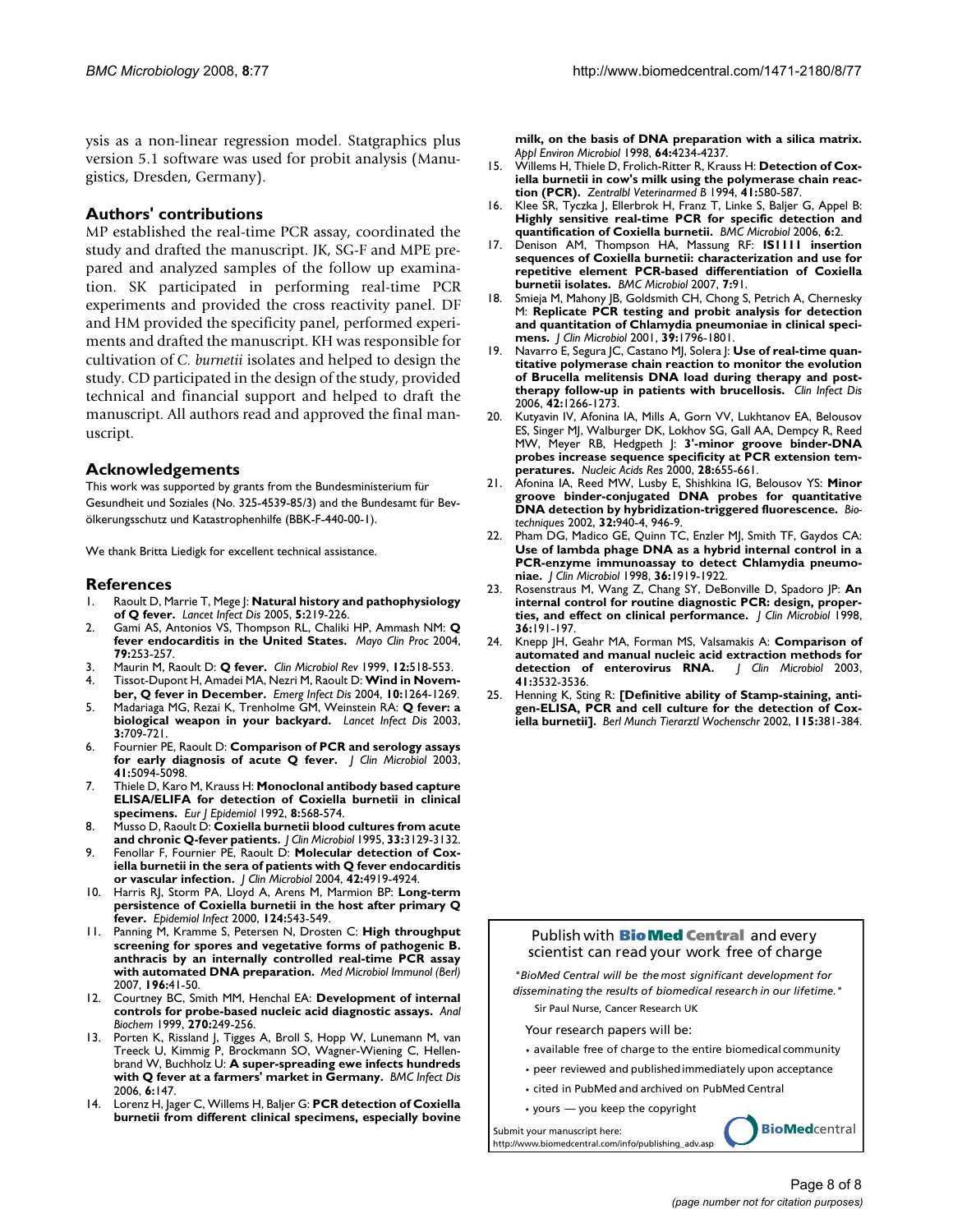ysis as a non-linear regression model. Statgraphics plus version 5.1 software was used for probit analysis (Manugistics, Dresden, Germany).

## Authors' contributions

MP established the real-time PCR assay, coordinated the study and drafted the manuscript. JK, SG-F and MPE prepared and analyzed samples of the follow up examination. SK participated in performing real-time PCR experiments and provided the cross reactivity panel. DF and HM provided the specificity panel, performed experiments and drafted the manuscript. KH was responsible for cultivation of *C. burnetii* isolates and helped to design the study. CD participated in the design of the study, provided technical and financial support and helped to draft the manuscript. All authors read and approved the final manuscript.

## Acknowledgements

This work was supported by grants from the Bundesministerium für Gesundheit und Soziales (No. 325-4539-85/3) and the Bundesamt für Bevölkerungsschutz und Katastrophenhilfe (BBK-F-440-00-1).

We thank Britta Liedigk for excellent technical assistance.

## References

1. Raoult D, Marrie T, Mege J: **Natural history and pathophysiology of Q fever.** *Lancet Infect Dis* 2005, **5:**219-226.
2. Gami AS, Antonios VS, Thompson RL, Chaliki HP, Ammash NM: **Q fever endocarditis in the United States.** *Mayo Clin Proc* 2004, **79:**253-257.
3. Maurin M, Raoult D: **Q fever.** *Clin Microbiol Rev* 1999, **12:**518-553.
4. Tissot-Dupont H, Amadei MA, Nezri M, Raoult D: **Wind in November, Q fever in December.** *Emerg Infect Dis* 2004, **10:**1264-1269.
5. Madariaga MG, Rezai K, Trenholme GM, Weinstein RA: **Q fever: a biological weapon in your backyard.** *Lancet Infect Dis* 2003, **3:**709-721.
6. Fournier PE, Raoult D: **Comparison of PCR and serology assays for early diagnosis of acute Q fever.** *J Clin Microbiol* 2003, **41:**5094-5098.
7. Thiele D, Karo M, Krauss H: **Monoclonal antibody based capture ELISA/ELIFA for detection of Coxiella burnetii in clinical specimens.** *Eur J Epidemiol* 1992, **8:**568-574.
8. Musso D, Raoult D: **Coxiella burnetii blood cultures from acute and chronic Q-fever patients.** *J Clin Microbiol* 1995, **33:**3129-3132.
9. Fenollar F, Fournier PE, Raoult D: **Molecular detection of Coxiella burnetii in the sera of patients with Q fever endocarditis or vascular infection.** *J Clin Microbiol* 2004, **42:**4919-4924.
10. Harris RJ, Storm PA, Lloyd A, Arens M, Marmion BP: **Long-term persistence of Coxiella burnetii in the host after primary Q fever.** *Epidemiol Infect* 2000, **124:**543-549.
11. Panning M, Kramme S, Petersen N, Drosten C: **High throughput screening for spores and vegetative forms of pathogenic B. anthracis by an internally controlled real-time PCR assay with automated DNA preparation.** *Med Microbiol Immunol (Berl)* 2007, **196:**41-50.
12. Courtney BC, Smith MM, Henchal EA: **Development of internal controls for probe-based nucleic acid diagnostic assays.** *Anal Biochem* 1999, **270:**249-256.
13. Porten K, Rissland J, Tigges A, Broll S, Hopp W, Lunemann M, van Treeck U, Kimmig P, Brockmann SO, Wagner-Wiening C, Hellenbrand W, Buchholz U: **A super-spreading ewe infects hundreds with Q fever at a farmers' market in Germany.** *BMC Infect Dis* 2006, **6:**147.
14. Lorenz H, Jager C, Willems H, Baljer G: **PCR detection of Coxiella burnetii from different clinical specimens, especially bovine milk, on the basis of DNA preparation with a silica matrix.** *Appl Environ Microbiol* 1998, **64:**4234-4237.
15. Willems H, Thiele D, Frolich-Ritter R, Krauss H: **Detection of Coxiella burnetii in cow's milk using the polymerase chain reaction (PCR).** *Zentralbl Veterinarmed B* 1994, **41:**580-587.
16. Klee SR, Tyczka J, Ellerbrok H, Franz T, Linke S, Baljer G, Appel B: **Highly sensitive real-time PCR for specific detection and quantification of Coxiella burnetii.** *BMC Microbiol* 2006, **6:**2.
17. Denison AM, Thompson HA, Massung RF: **IS1111 insertion sequences of Coxiella burnetii: characterization and use for repetitive element PCR-based differentiation of Coxiella burnetii isolates.** *BMC Microbiol* 2007, **7:**91.
18. Smieja M, Mahony JB, Goldsmith CH, Chong S, Petrich A, Chernesky M: **Replicate PCR testing and probit analysis for detection and quantitation of Chlamydia pneumoniae in clinical specimens.** *J Clin Microbiol* 2001, **39:**1796-1801.
19. Navarro E, Segura JC, Castano MJ, Solera J: **Use of real-time quantitative polymerase chain reaction to monitor the evolution of Brucella melitensis DNA load during therapy and post-therapy follow-up in patients with brucellosis.** *Clin Infect Dis* 2006, **42:**1266-1273.
20. Kutyavin IV, Afonina IA, Mills A, Gorn VV, Lukhtanov EA, Belousov ES, Singer MJ, Walburger DK, Lokhov SG, Gall AA, Dempcy R, Reed MW, Meyer RB, Hedgpeth J: **3'-minor groove binder-DNA probes increase sequence specificity at PCR extension temperatures.** *Nucleic Acids Res* 2000, **28:**655-661.
21. Afonina IA, Reed MW, Lusby E, Shishkina IG, Belousov YS: **Minor groove binder-conjugated DNA probes for quantitative DNA detection by hybridization-triggered fluorescence.** *Biotechniques* 2002, **32:**940-4, 946-9.
22. Pham DG, Madico GE, Quinn TC, Enzler MJ, Smith TF, Gaydos CA: **Use of lambda phage DNA as a hybrid internal control in a PCR-enzyme immunoassay to detect Chlamydia pneumoniae.** *J Clin Microbiol* 1998, **36:**1919-1922.
23. Rosenstraus M, Wang Z, Chang SY, DeBonville D, Spadoro JP: **An internal control for routine diagnostic PCR: design, properties, and effect on clinical performance.** *J Clin Microbiol* 1998, **36:**191-197.
24. Knepp JH, Geahr MA, Forman MS, Valsamakis A: **Comparison of automated and manual nucleic acid extraction methods for detection of enterovirus RNA.** *J Clin Microbiol* 2003, **41:**3532-3536.
25. Henning K, Sting R: **[Definitive ability of Stamp-staining, antigen-ELISA, PCR and cell culture for the detection of Coxiella burnetii].** *Berl Munch Tierarztl Wochenschr* 2002, **115:**381-384.

Publish with **BioMed Central** and every scientist can read your work free of charge

*"BioMed Central will be the most significant development for disseminating the results of biomedical research in our lifetime."*

Sir Paul Nurse, Cancer Research UK

Your research papers will be:

- available free of charge to the entire biomedical community
- peer reviewed and published immediately upon acceptance
- cited in PubMed and archived on PubMed Central
- yours — you keep the copyright

Submit your manuscript here:
http://www.biomedcentral.com/info/publishing_adv.asp

BioMedcentral